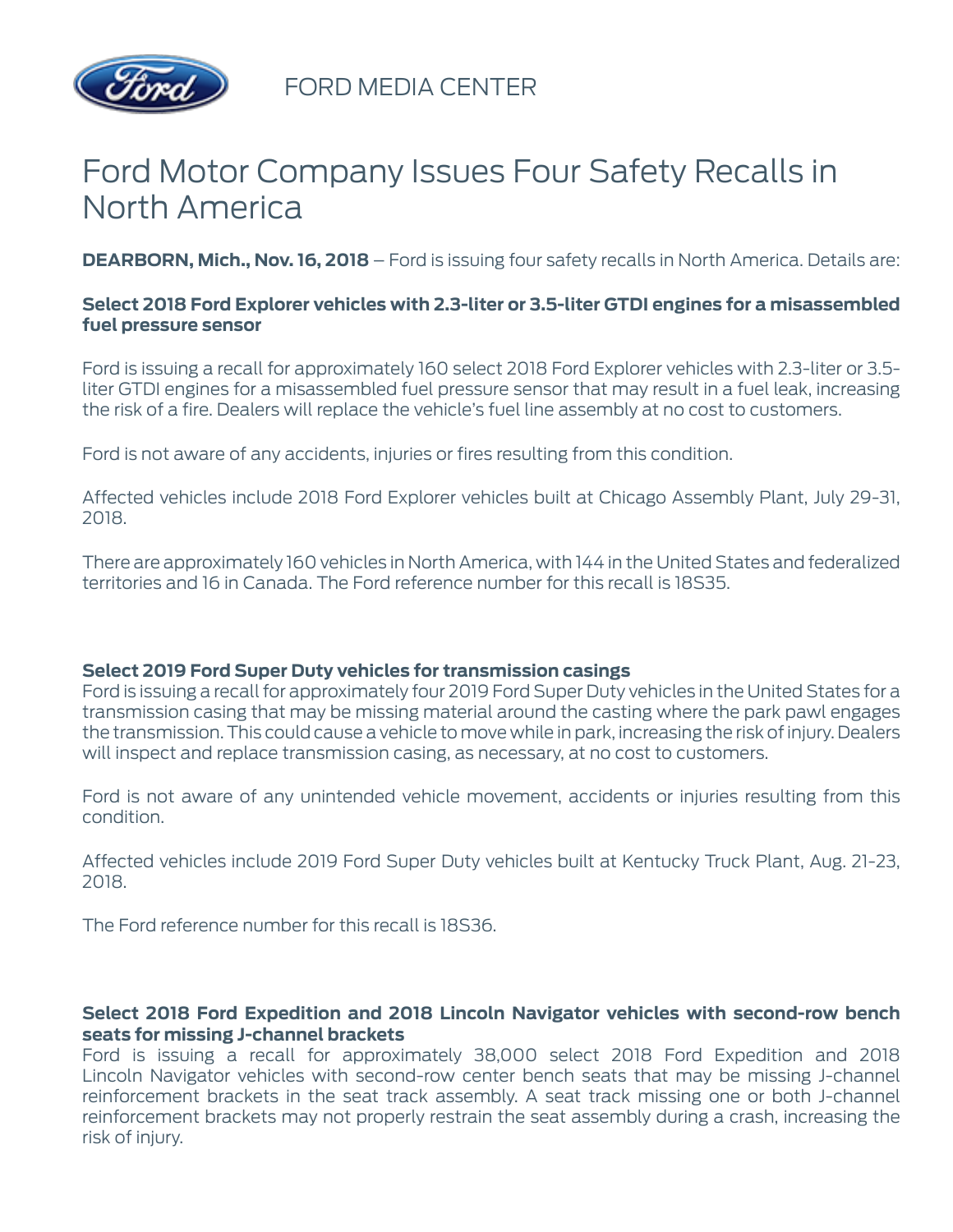FORD MEDIA CENTER

# Ford Motor Company Issues Four Safety Recalls in North America

**DEARBORN, Mich., Nov. 16, 2018** – Ford is issuing four safety recalls in North America. Details are:

**Select 2018 Ford Explorer vehicles with 2.3-liter or 3.5-liter GTDI engines for a misassembled fuel pressure sensor**

Ford is issuing a recall for approximately 160 select 2018 Ford Explorer vehicles with 2.3-liter or 3.5-liter GTDI engines for a misassembled fuel pressure sensor that may result in a fuel leak, increasing the risk of a fire. Dealers will replace the vehicle's fuel line assembly at no cost to customers.

Ford is not aware of any accidents, injuries or fires resulting from this condition.

Affected vehicles include 2018 Ford Explorer vehicles built at Chicago Assembly Plant, July 29-31, 2018.

There are approximately 160 vehicles in North America, with 144 in the United States and federalized territories and 16 in Canada. The Ford reference number for this recall is 18S35.

**Select 2019 Ford Super Duty vehicles for transmission casings**

Ford is issuing a recall for approximately four 2019 Ford Super Duty vehicles in the United States for a transmission casing that may be missing material around the casting where the park pawl engages the transmission. This could cause a vehicle to move while in park, increasing the risk of injury. Dealers will inspect and replace transmission casing, as necessary, at no cost to customers.

Ford is not aware of any unintended vehicle movement, accidents or injuries resulting from this condition.

Affected vehicles include 2019 Ford Super Duty vehicles built at Kentucky Truck Plant, Aug. 21-23, 2018.

The Ford reference number for this recall is 18S36.

**Select 2018 Ford Expedition and 2018 Lincoln Navigator vehicles with second-row bench seats for missing J-channel brackets**

Ford is issuing a recall for approximately 38,000 select 2018 Ford Expedition and 2018 Lincoln Navigator vehicles with second-row center bench seats that may be missing J-channel reinforcement brackets in the seat track assembly. A seat track missing one or both J-channel reinforcement brackets may not properly restrain the seat assembly during a crash, increasing the risk of injury.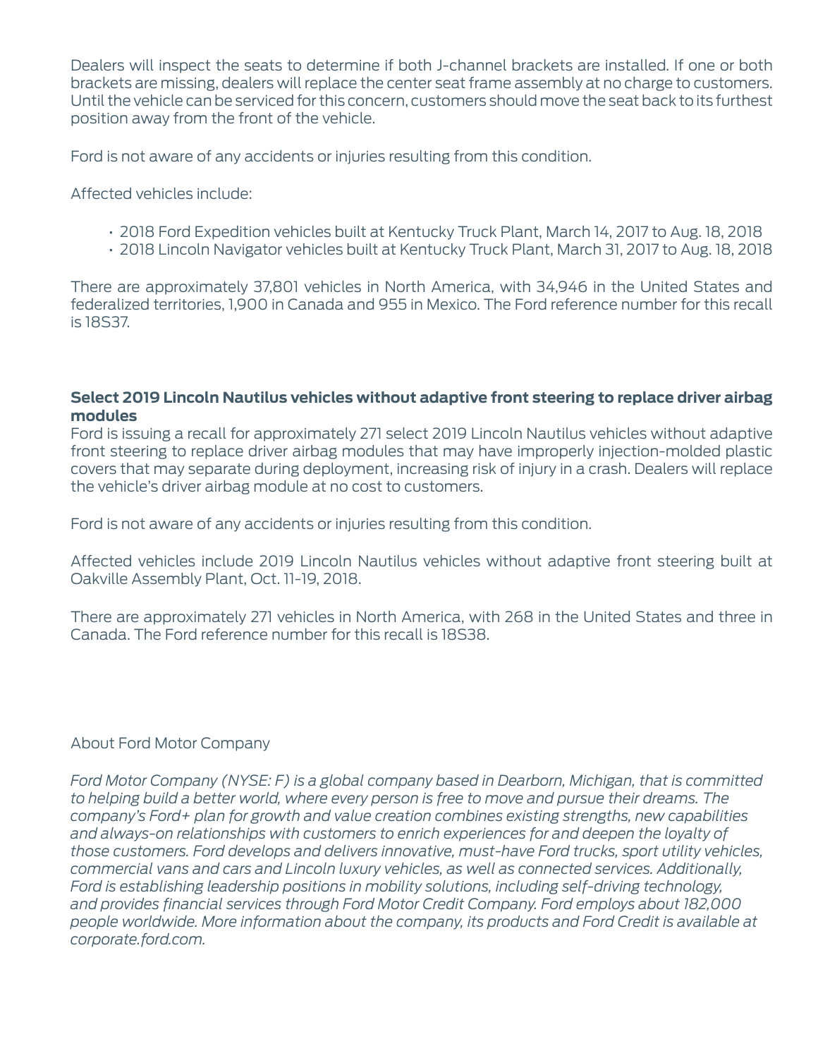Dealers will inspect the seats to determine if both J-channel brackets are installed. If one or both brackets are missing, dealers will replace the center seat frame assembly at no charge to customers. Until the vehicle can be serviced for this concern, customers should move the seat back to its furthest position away from the front of the vehicle.

Ford is not aware of any accidents or injuries resulting from this condition.

Affected vehicles include:

- 2018 Ford Expedition vehicles built at Kentucky Truck Plant, March 14, 2017 to Aug. 18, 2018
- 2018 Lincoln Navigator vehicles built at Kentucky Truck Plant, March 31, 2017 to Aug. 18, 2018

There are approximately 37,801 vehicles in North America, with 34,946 in the United States and federalized territories, 1,900 in Canada and 955 in Mexico. The Ford reference number for this recall is 18S37.

**Select 2019 Lincoln Nautilus vehicles without adaptive front steering to replace driver airbag modules**

Ford is issuing a recall for approximately 271 select 2019 Lincoln Nautilus vehicles without adaptive front steering to replace driver airbag modules that may have improperly injection-molded plastic covers that may separate during deployment, increasing risk of injury in a crash. Dealers will replace the vehicle's driver airbag module at no cost to customers.

Ford is not aware of any accidents or injuries resulting from this condition.

Affected vehicles include 2019 Lincoln Nautilus vehicles without adaptive front steering built at Oakville Assembly Plant, Oct. 11-19, 2018.

There are approximately 271 vehicles in North America, with 268 in the United States and three in Canada. The Ford reference number for this recall is 18S38.

About Ford Motor Company

*Ford Motor Company (NYSE: F) is a global company based in Dearborn, Michigan, that is committed to helping build a better world, where every person is free to move and pursue their dreams. The company's Ford+ plan for growth and value creation combines existing strengths, new capabilities and always-on relationships with customers to enrich experiences for and deepen the loyalty of those customers. Ford develops and delivers innovative, must-have Ford trucks, sport utility vehicles, commercial vans and cars and Lincoln luxury vehicles, as well as connected services. Additionally, Ford is establishing leadership positions in mobility solutions, including self-driving technology, and provides financial services through Ford Motor Credit Company. Ford employs about 182,000 people worldwide. More information about the company, its products and Ford Credit is available at corporate.ford.com.*